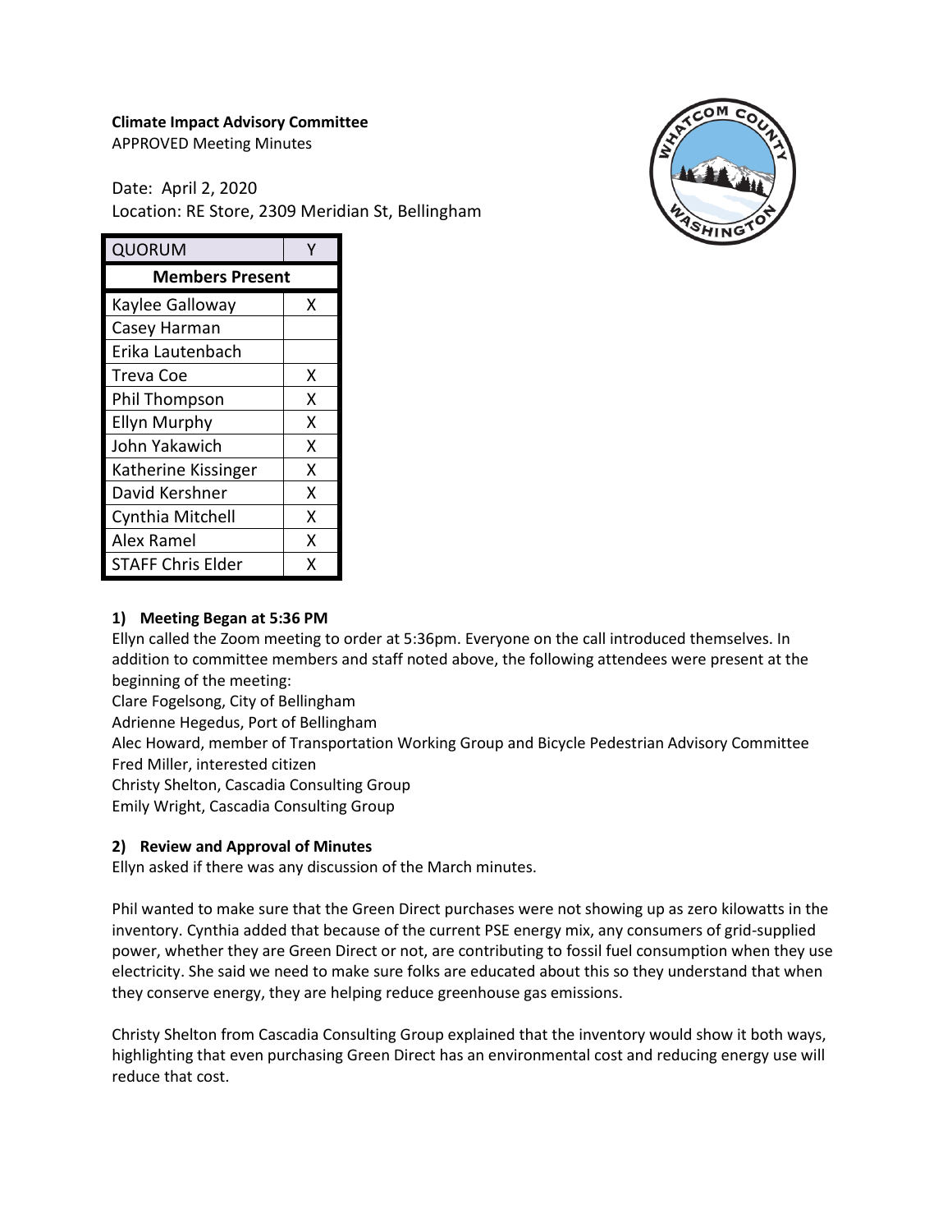**Climate Impact Advisory Committee**
APPROVED Meeting Minutes

Date: April 2, 2020
Location: RE Store, 2309 Meridian St, Bellingham

| QUORUM | Y |
|---|---|
| **Members Present** | |
| Kaylee Galloway | X |
| Casey Harman | |
| Erika Lautenbach | |
| Treva Coe | X |
| Phil Thompson | X |
| Ellyn Murphy | X |
| John Yakawich | X |
| Katherine Kissinger | X |
| David Kershner | X |
| Cynthia Mitchell | X |
| Alex Ramel | X |
| STAFF Chris Elder | X |

### 1) Meeting Began at 5:36 PM

Ellyn called the Zoom meeting to order at 5:36pm. Everyone on the call introduced themselves. In addition to committee members and staff noted above, the following attendees were present at the beginning of the meeting:

Clare Fogelsong, City of Bellingham
Adrienne Hegedus, Port of Bellingham
Alec Howard, member of Transportation Working Group and Bicycle Pedestrian Advisory Committee
Fred Miller, interested citizen
Christy Shelton, Cascadia Consulting Group
Emily Wright, Cascadia Consulting Group

### 2) Review and Approval of Minutes

Ellyn asked if there was any discussion of the March minutes.

Phil wanted to make sure that the Green Direct purchases were not showing up as zero kilowatts in the inventory. Cynthia added that because of the current PSE energy mix, any consumers of grid-supplied power, whether they are Green Direct or not, are contributing to fossil fuel consumption when they use electricity. She said we need to make sure folks are educated about this so they understand that when they conserve energy, they are helping reduce greenhouse gas emissions.

Christy Shelton from Cascadia Consulting Group explained that the inventory would show it both ways, highlighting that even purchasing Green Direct has an environmental cost and reducing energy use will reduce that cost.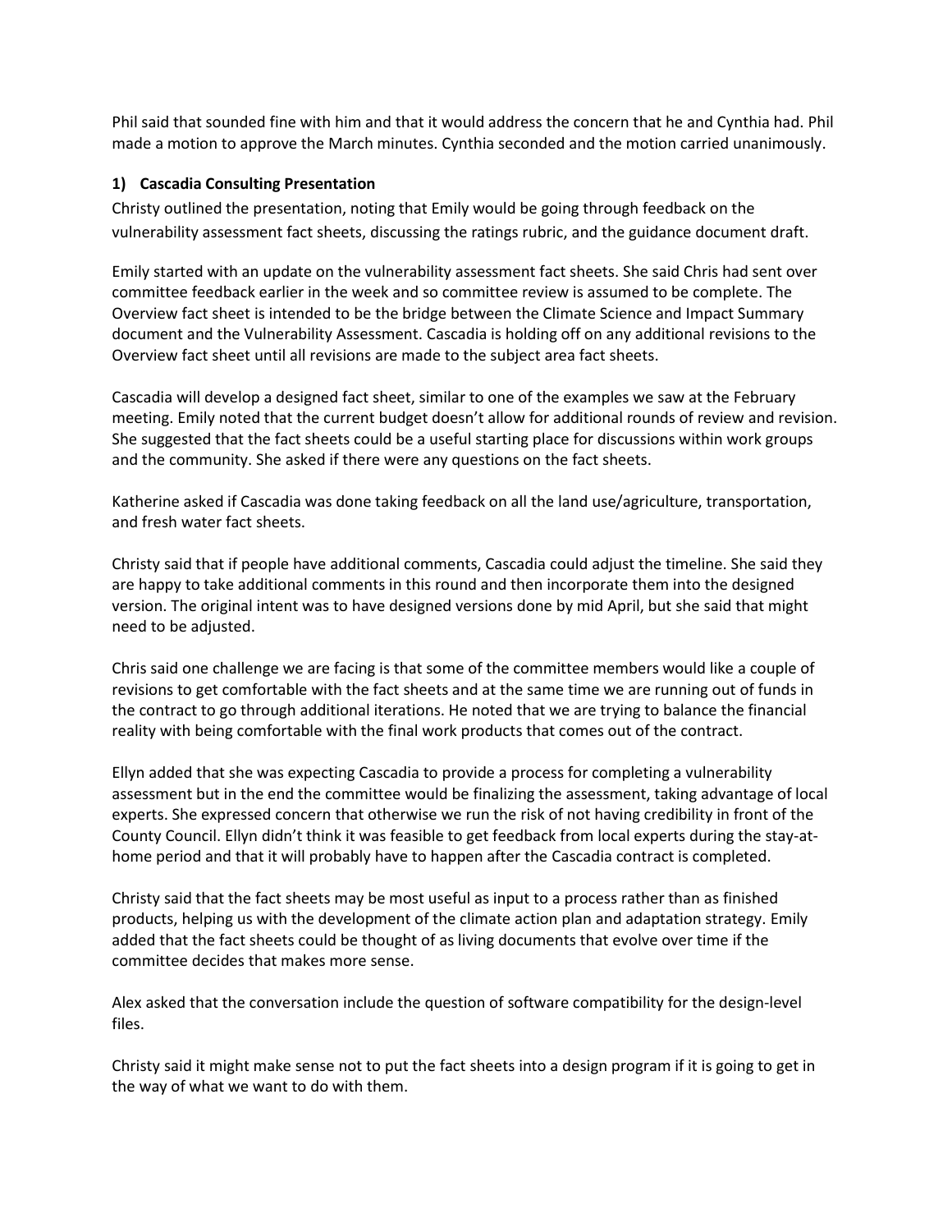Phil said that sounded fine with him and that it would address the concern that he and Cynthia had. Phil made a motion to approve the March minutes. Cynthia seconded and the motion carried unanimously.

### 1) Cascadia Consulting Presentation

Christy outlined the presentation, noting that Emily would be going through feedback on the vulnerability assessment fact sheets, discussing the ratings rubric, and the guidance document draft.

Emily started with an update on the vulnerability assessment fact sheets. She said Chris had sent over committee feedback earlier in the week and so committee review is assumed to be complete. The Overview fact sheet is intended to be the bridge between the Climate Science and Impact Summary document and the Vulnerability Assessment. Cascadia is holding off on any additional revisions to the Overview fact sheet until all revisions are made to the subject area fact sheets.

Cascadia will develop a designed fact sheet, similar to one of the examples we saw at the February meeting. Emily noted that the current budget doesn't allow for additional rounds of review and revision. She suggested that the fact sheets could be a useful starting place for discussions within work groups and the community. She asked if there were any questions on the fact sheets.

Katherine asked if Cascadia was done taking feedback on all the land use/agriculture, transportation, and fresh water fact sheets.

Christy said that if people have additional comments, Cascadia could adjust the timeline. She said they are happy to take additional comments in this round and then incorporate them into the designed version. The original intent was to have designed versions done by mid April, but she said that might need to be adjusted.

Chris said one challenge we are facing is that some of the committee members would like a couple of revisions to get comfortable with the fact sheets and at the same time we are running out of funds in the contract to go through additional iterations. He noted that we are trying to balance the financial reality with being comfortable with the final work products that comes out of the contract.

Ellyn added that she was expecting Cascadia to provide a process for completing a vulnerability assessment but in the end the committee would be finalizing the assessment, taking advantage of local experts. She expressed concern that otherwise we run the risk of not having credibility in front of the County Council. Ellyn didn't think it was feasible to get feedback from local experts during the stay-at-home period and that it will probably have to happen after the Cascadia contract is completed.

Christy said that the fact sheets may be most useful as input to a process rather than as finished products, helping us with the development of the climate action plan and adaptation strategy. Emily added that the fact sheets could be thought of as living documents that evolve over time if the committee decides that makes more sense.

Alex asked that the conversation include the question of software compatibility for the design-level files.

Christy said it might make sense not to put the fact sheets into a design program if it is going to get in the way of what we want to do with them.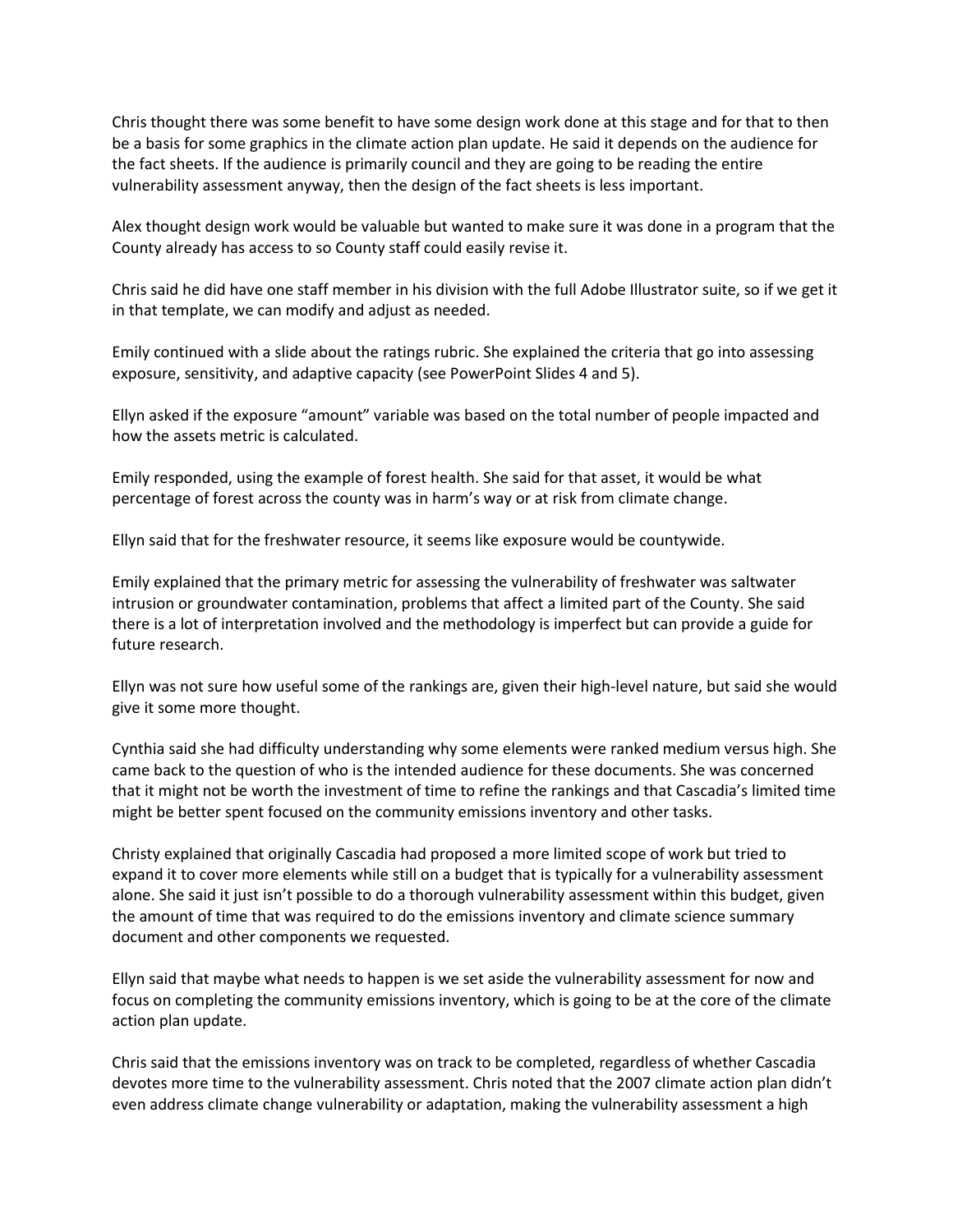Chris thought there was some benefit to have some design work done at this stage and for that to then be a basis for some graphics in the climate action plan update. He said it depends on the audience for the fact sheets. If the audience is primarily council and they are going to be reading the entire vulnerability assessment anyway, then the design of the fact sheets is less important.

Alex thought design work would be valuable but wanted to make sure it was done in a program that the County already has access to so County staff could easily revise it.

Chris said he did have one staff member in his division with the full Adobe Illustrator suite, so if we get it in that template, we can modify and adjust as needed.

Emily continued with a slide about the ratings rubric. She explained the criteria that go into assessing exposure, sensitivity, and adaptive capacity (see PowerPoint Slides 4 and 5).

Ellyn asked if the exposure "amount" variable was based on the total number of people impacted and how the assets metric is calculated.

Emily responded, using the example of forest health. She said for that asset, it would be what percentage of forest across the county was in harm's way or at risk from climate change.

Ellyn said that for the freshwater resource, it seems like exposure would be countywide.

Emily explained that the primary metric for assessing the vulnerability of freshwater was saltwater intrusion or groundwater contamination, problems that affect a limited part of the County. She said there is a lot of interpretation involved and the methodology is imperfect but can provide a guide for future research.

Ellyn was not sure how useful some of the rankings are, given their high-level nature, but said she would give it some more thought.

Cynthia said she had difficulty understanding why some elements were ranked medium versus high. She came back to the question of who is the intended audience for these documents. She was concerned that it might not be worth the investment of time to refine the rankings and that Cascadia's limited time might be better spent focused on the community emissions inventory and other tasks.

Christy explained that originally Cascadia had proposed a more limited scope of work but tried to expand it to cover more elements while still on a budget that is typically for a vulnerability assessment alone. She said it just isn't possible to do a thorough vulnerability assessment within this budget, given the amount of time that was required to do the emissions inventory and climate science summary document and other components we requested.

Ellyn said that maybe what needs to happen is we set aside the vulnerability assessment for now and focus on completing the community emissions inventory, which is going to be at the core of the climate action plan update.

Chris said that the emissions inventory was on track to be completed, regardless of whether Cascadia devotes more time to the vulnerability assessment. Chris noted that the 2007 climate action plan didn't even address climate change vulnerability or adaptation, making the vulnerability assessment a high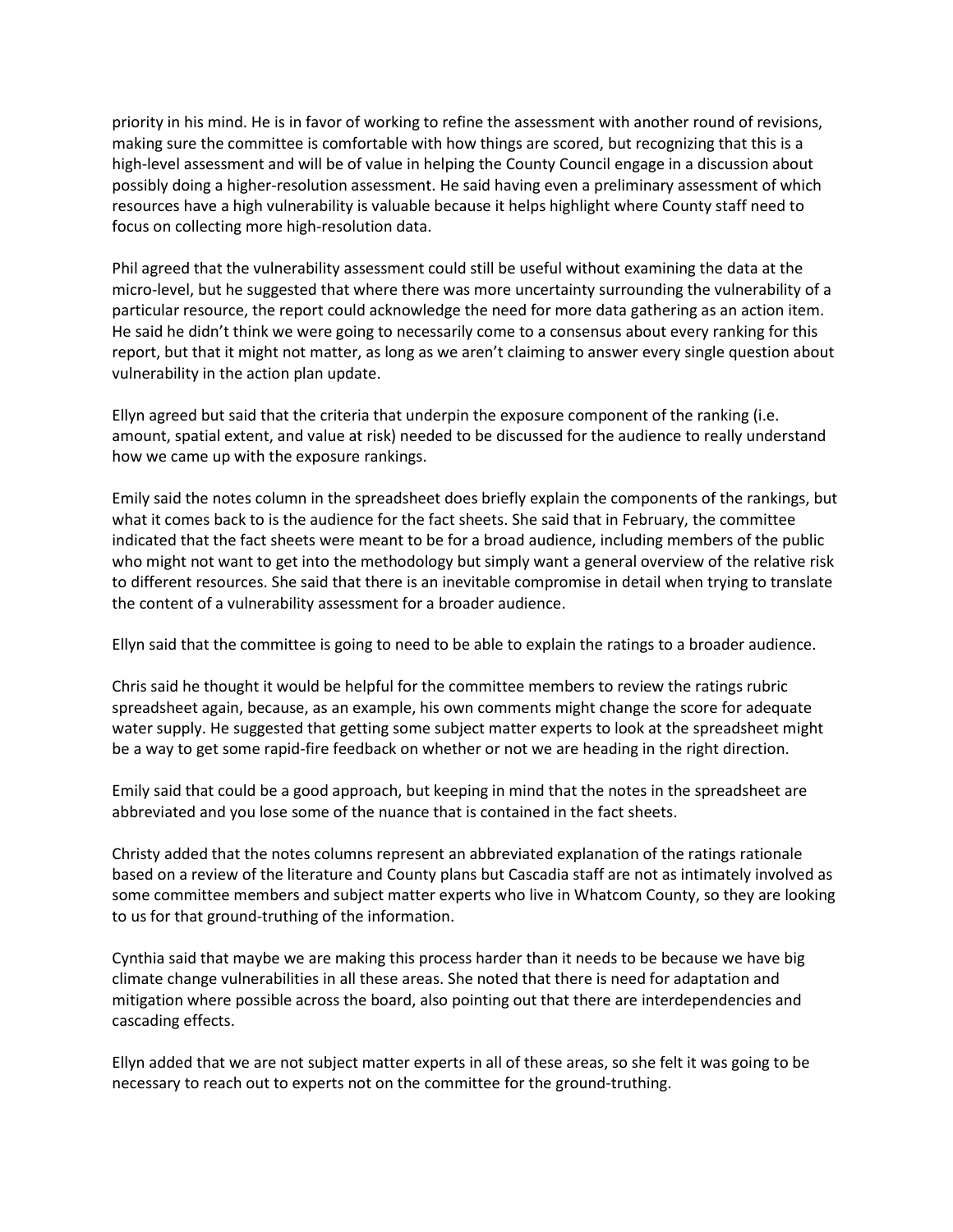priority in his mind. He is in favor of working to refine the assessment with another round of revisions, making sure the committee is comfortable with how things are scored, but recognizing that this is a high-level assessment and will be of value in helping the County Council engage in a discussion about possibly doing a higher-resolution assessment. He said having even a preliminary assessment of which resources have a high vulnerability is valuable because it helps highlight where County staff need to focus on collecting more high-resolution data.

Phil agreed that the vulnerability assessment could still be useful without examining the data at the micro-level, but he suggested that where there was more uncertainty surrounding the vulnerability of a particular resource, the report could acknowledge the need for more data gathering as an action item. He said he didn't think we were going to necessarily come to a consensus about every ranking for this report, but that it might not matter, as long as we aren't claiming to answer every single question about vulnerability in the action plan update.

Ellyn agreed but said that the criteria that underpin the exposure component of the ranking (i.e. amount, spatial extent, and value at risk) needed to be discussed for the audience to really understand how we came up with the exposure rankings.

Emily said the notes column in the spreadsheet does briefly explain the components of the rankings, but what it comes back to is the audience for the fact sheets. She said that in February, the committee indicated that the fact sheets were meant to be for a broad audience, including members of the public who might not want to get into the methodology but simply want a general overview of the relative risk to different resources. She said that there is an inevitable compromise in detail when trying to translate the content of a vulnerability assessment for a broader audience.

Ellyn said that the committee is going to need to be able to explain the ratings to a broader audience.

Chris said he thought it would be helpful for the committee members to review the ratings rubric spreadsheet again, because, as an example, his own comments might change the score for adequate water supply. He suggested that getting some subject matter experts to look at the spreadsheet might be a way to get some rapid-fire feedback on whether or not we are heading in the right direction.

Emily said that could be a good approach, but keeping in mind that the notes in the spreadsheet are abbreviated and you lose some of the nuance that is contained in the fact sheets.

Christy added that the notes columns represent an abbreviated explanation of the ratings rationale based on a review of the literature and County plans but Cascadia staff are not as intimately involved as some committee members and subject matter experts who live in Whatcom County, so they are looking to us for that ground-truthing of the information.

Cynthia said that maybe we are making this process harder than it needs to be because we have big climate change vulnerabilities in all these areas. She noted that there is need for adaptation and mitigation where possible across the board, also pointing out that there are interdependencies and cascading effects.

Ellyn added that we are not subject matter experts in all of these areas, so she felt it was going to be necessary to reach out to experts not on the committee for the ground-truthing.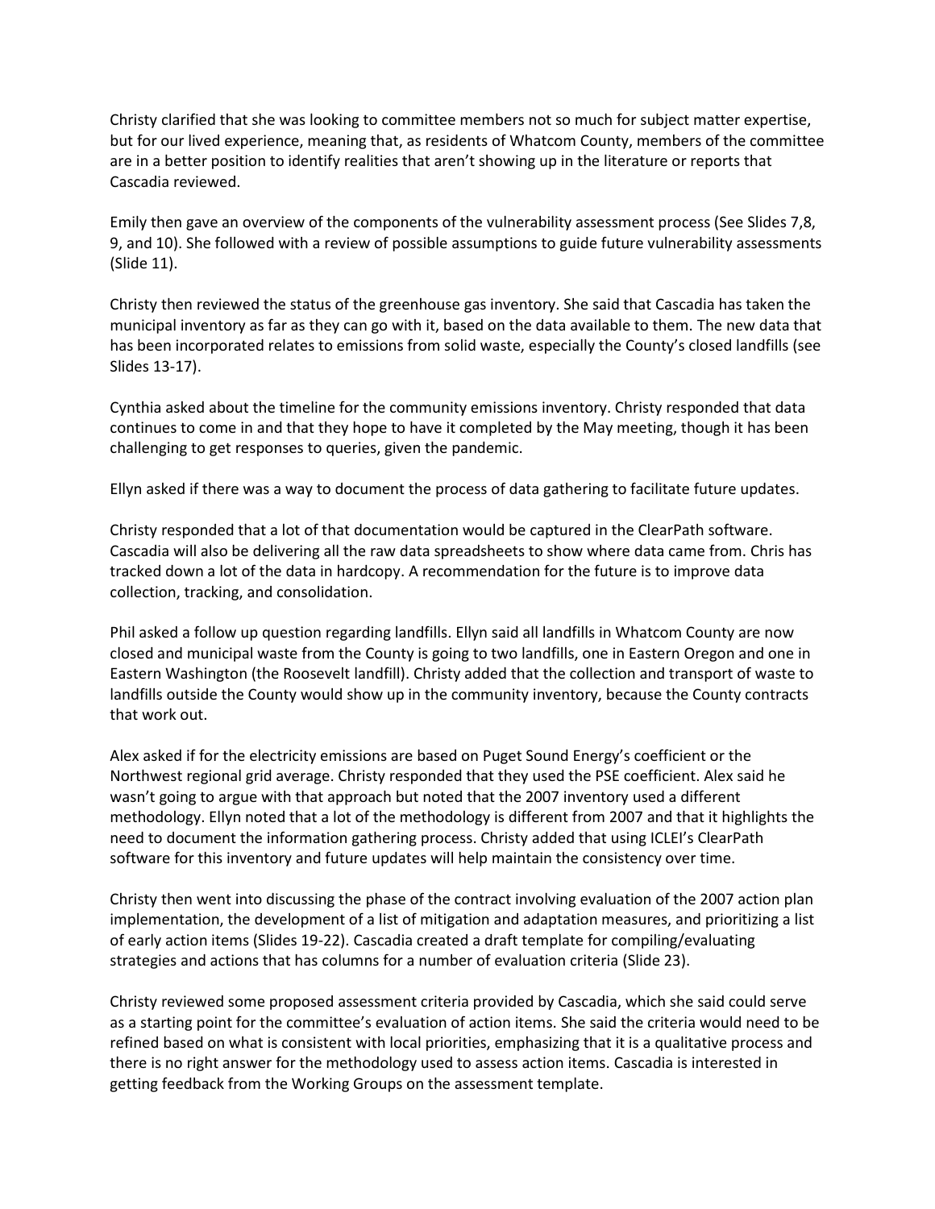Christy clarified that she was looking to committee members not so much for subject matter expertise, but for our lived experience, meaning that, as residents of Whatcom County, members of the committee are in a better position to identify realities that aren't showing up in the literature or reports that Cascadia reviewed.

Emily then gave an overview of the components of the vulnerability assessment process (See Slides 7,8, 9, and 10). She followed with a review of possible assumptions to guide future vulnerability assessments (Slide 11).

Christy then reviewed the status of the greenhouse gas inventory. She said that Cascadia has taken the municipal inventory as far as they can go with it, based on the data available to them. The new data that has been incorporated relates to emissions from solid waste, especially the County's closed landfills (see Slides 13-17).

Cynthia asked about the timeline for the community emissions inventory. Christy responded that data continues to come in and that they hope to have it completed by the May meeting, though it has been challenging to get responses to queries, given the pandemic.

Ellyn asked if there was a way to document the process of data gathering to facilitate future updates.

Christy responded that a lot of that documentation would be captured in the ClearPath software. Cascadia will also be delivering all the raw data spreadsheets to show where data came from. Chris has tracked down a lot of the data in hardcopy. A recommendation for the future is to improve data collection, tracking, and consolidation.

Phil asked a follow up question regarding landfills. Ellyn said all landfills in Whatcom County are now closed and municipal waste from the County is going to two landfills, one in Eastern Oregon and one in Eastern Washington (the Roosevelt landfill). Christy added that the collection and transport of waste to landfills outside the County would show up in the community inventory, because the County contracts that work out.

Alex asked if for the electricity emissions are based on Puget Sound Energy's coefficient or the Northwest regional grid average. Christy responded that they used the PSE coefficient. Alex said he wasn't going to argue with that approach but noted that the 2007 inventory used a different methodology. Ellyn noted that a lot of the methodology is different from 2007 and that it highlights the need to document the information gathering process. Christy added that using ICLEI's ClearPath software for this inventory and future updates will help maintain the consistency over time.

Christy then went into discussing the phase of the contract involving evaluation of the 2007 action plan implementation, the development of a list of mitigation and adaptation measures, and prioritizing a list of early action items (Slides 19-22). Cascadia created a draft template for compiling/evaluating strategies and actions that has columns for a number of evaluation criteria (Slide 23).

Christy reviewed some proposed assessment criteria provided by Cascadia, which she said could serve as a starting point for the committee's evaluation of action items. She said the criteria would need to be refined based on what is consistent with local priorities, emphasizing that it is a qualitative process and there is no right answer for the methodology used to assess action items. Cascadia is interested in getting feedback from the Working Groups on the assessment template.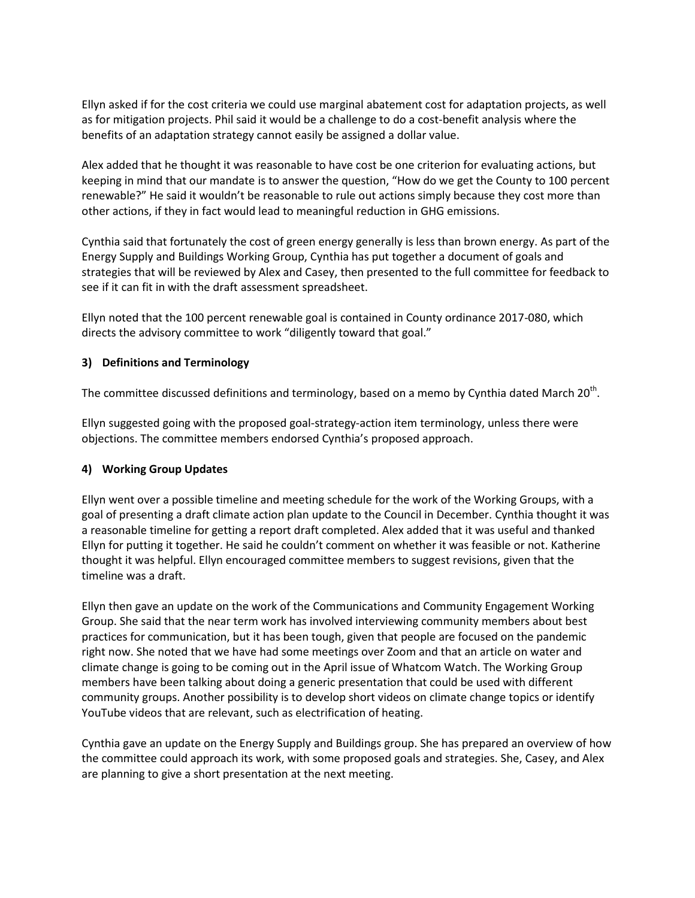Ellyn asked if for the cost criteria we could use marginal abatement cost for adaptation projects, as well as for mitigation projects. Phil said it would be a challenge to do a cost-benefit analysis where the benefits of an adaptation strategy cannot easily be assigned a dollar value.

Alex added that he thought it was reasonable to have cost be one criterion for evaluating actions, but keeping in mind that our mandate is to answer the question, "How do we get the County to 100 percent renewable?" He said it wouldn't be reasonable to rule out actions simply because they cost more than other actions, if they in fact would lead to meaningful reduction in GHG emissions.

Cynthia said that fortunately the cost of green energy generally is less than brown energy. As part of the Energy Supply and Buildings Working Group, Cynthia has put together a document of goals and strategies that will be reviewed by Alex and Casey, then presented to the full committee for feedback to see if it can fit in with the draft assessment spreadsheet.

Ellyn noted that the 100 percent renewable goal is contained in County ordinance 2017-080, which directs the advisory committee to work "diligently toward that goal."

### 3) Definitions and Terminology

The committee discussed definitions and terminology, based on a memo by Cynthia dated March 20th.

Ellyn suggested going with the proposed goal-strategy-action item terminology, unless there were objections. The committee members endorsed Cynthia's proposed approach.

### 4) Working Group Updates

Ellyn went over a possible timeline and meeting schedule for the work of the Working Groups, with a goal of presenting a draft climate action plan update to the Council in December. Cynthia thought it was a reasonable timeline for getting a report draft completed. Alex added that it was useful and thanked Ellyn for putting it together. He said he couldn't comment on whether it was feasible or not. Katherine thought it was helpful. Ellyn encouraged committee members to suggest revisions, given that the timeline was a draft.

Ellyn then gave an update on the work of the Communications and Community Engagement Working Group. She said that the near term work has involved interviewing community members about best practices for communication, but it has been tough, given that people are focused on the pandemic right now. She noted that we have had some meetings over Zoom and that an article on water and climate change is going to be coming out in the April issue of Whatcom Watch. The Working Group members have been talking about doing a generic presentation that could be used with different community groups. Another possibility is to develop short videos on climate change topics or identify YouTube videos that are relevant, such as electrification of heating.

Cynthia gave an update on the Energy Supply and Buildings group. She has prepared an overview of how the committee could approach its work, with some proposed goals and strategies. She, Casey, and Alex are planning to give a short presentation at the next meeting.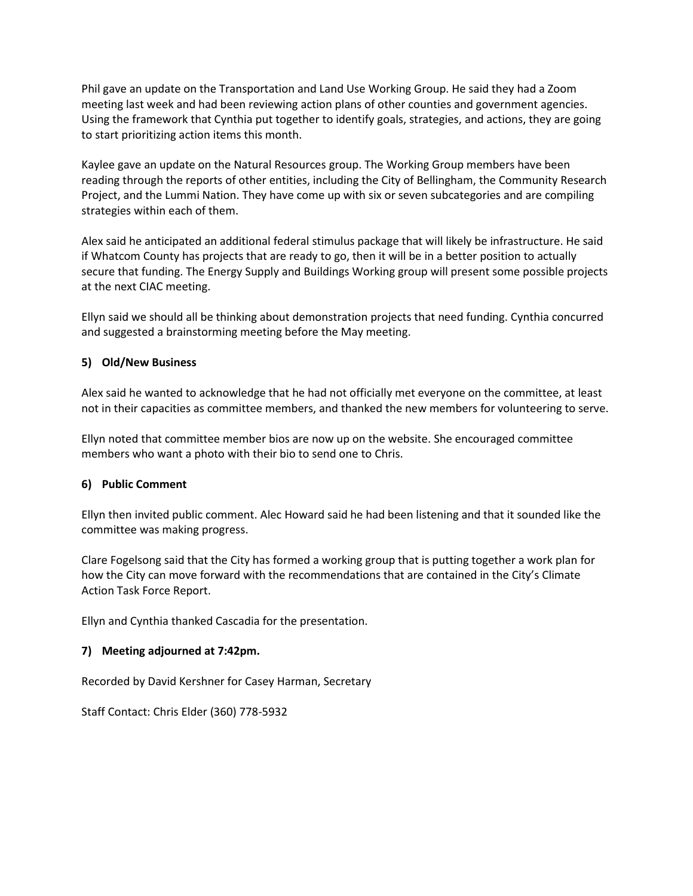Phil gave an update on the Transportation and Land Use Working Group. He said they had a Zoom meeting last week and had been reviewing action plans of other counties and government agencies. Using the framework that Cynthia put together to identify goals, strategies, and actions, they are going to start prioritizing action items this month.

Kaylee gave an update on the Natural Resources group. The Working Group members have been reading through the reports of other entities, including the City of Bellingham, the Community Research Project, and the Lummi Nation. They have come up with six or seven subcategories and are compiling strategies within each of them.

Alex said he anticipated an additional federal stimulus package that will likely be infrastructure. He said if Whatcom County has projects that are ready to go, then it will be in a better position to actually secure that funding. The Energy Supply and Buildings Working group will present some possible projects at the next CIAC meeting.

Ellyn said we should all be thinking about demonstration projects that need funding. Cynthia concurred and suggested a brainstorming meeting before the May meeting.

**5) Old/New Business**

Alex said he wanted to acknowledge that he had not officially met everyone on the committee, at least not in their capacities as committee members, and thanked the new members for volunteering to serve.

Ellyn noted that committee member bios are now up on the website. She encouraged committee members who want a photo with their bio to send one to Chris.

**6) Public Comment**

Ellyn then invited public comment. Alec Howard said he had been listening and that it sounded like the committee was making progress.

Clare Fogelsong said that the City has formed a working group that is putting together a work plan for how the City can move forward with the recommendations that are contained in the City's Climate Action Task Force Report.

Ellyn and Cynthia thanked Cascadia for the presentation.

**7) Meeting adjourned at 7:42pm.**

Recorded by David Kershner for Casey Harman, Secretary

Staff Contact: Chris Elder (360) 778-5932